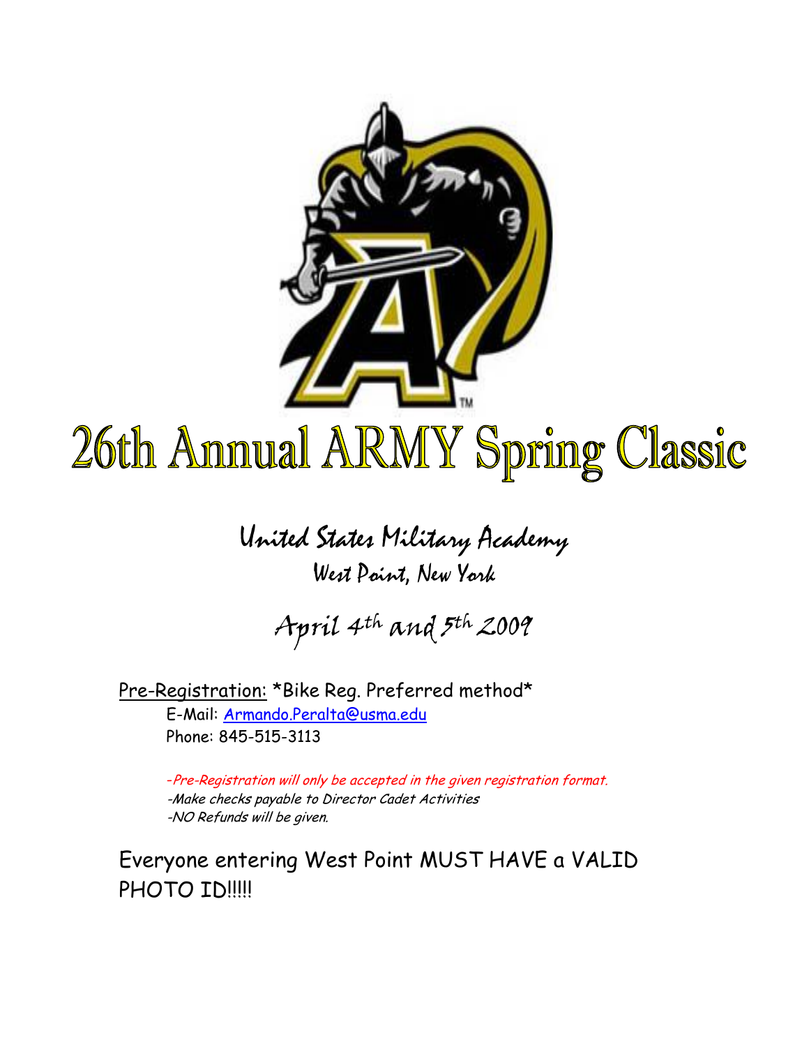# 26th Annual ARMY Spring Classic

## United States Military Academy

### West Point, New York

### April 4th and 5th 2009

Pre-Registration: *Bike Reg. Preferred method*

E-Mail: Armando.Peralta@usma.edu

Phone: 845-515-3113

*-Pre-Registration will only be accepted in the given registration format.*

*-Make checks payable to Director Cadet Activities*

*-NO Refunds will be given.*

Everyone entering West Point MUST HAVE a VALID PHOTO ID!!!!!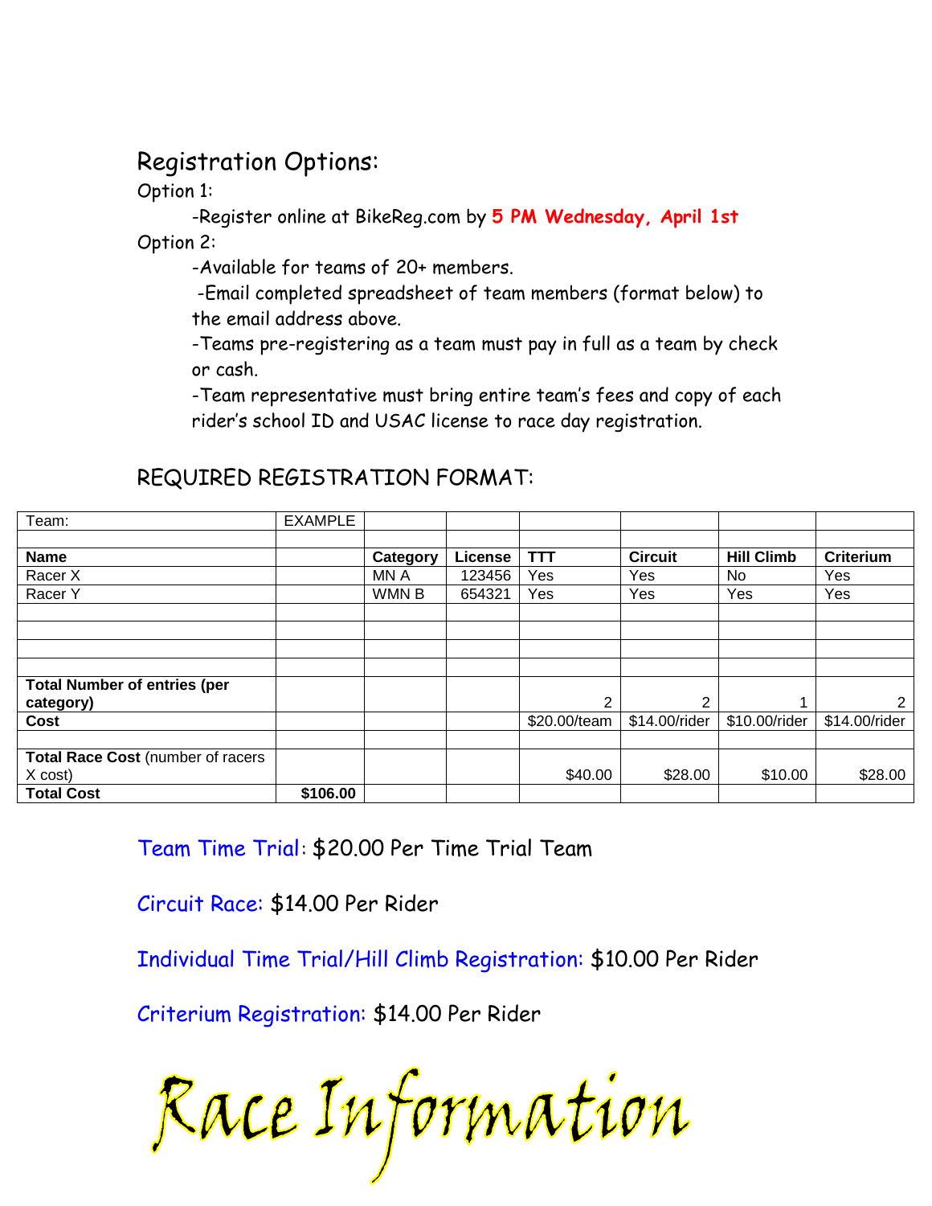## Registration Options:

Option 1:

-Register online at BikeReg.com by **5 PM Wednesday, April 1st**

Option 2:

-Available for teams of 20+ members.

-Email completed spreadsheet of team members (format below) to the email address above.

-Teams pre-registering as a team must pay in full as a team by check or cash.

-Team representative must bring entire team's fees and copy of each rider's school ID and USAC license to race day registration.

## REQUIRED REGISTRATION FORMAT:

| Team: | EXAMPLE | | | | | | |
|---|---|---|---|---|---|---|---|
| | | | | | | | |
| **Name** | | **Category** | **License** | **TTT** | **Circuit** | **Hill Climb** | **Criterium** |
| Racer X | | MN A | 123456 | Yes | Yes | No | Yes |
| Racer Y | | WMN B | 654321 | Yes | Yes | Yes | Yes |
| | | | | | | | |
| | | | | | | | |
| | | | | | | | |
| | | | | | | | |
| **Total Number of entries (per category)** | | | | 2 | 2 | 1 | 2 |
| **Cost** | | | | $20.00/team | $14.00/rider | $10.00/rider | $14.00/rider |
| | | | | | | | |
| **Total Race Cost** (number of racers X cost) | | | | $40.00 | $28.00 | $10.00 | $28.00 |
| **Total Cost** | **$106.00** | | | | | | |

Team Time Trial: $20.00 Per Time Trial Team

Circuit Race: $14.00 Per Rider

Individual Time Trial/Hill Climb Registration: $10.00 Per Rider

Criterium Registration: $14.00 Per Rider

# Race Information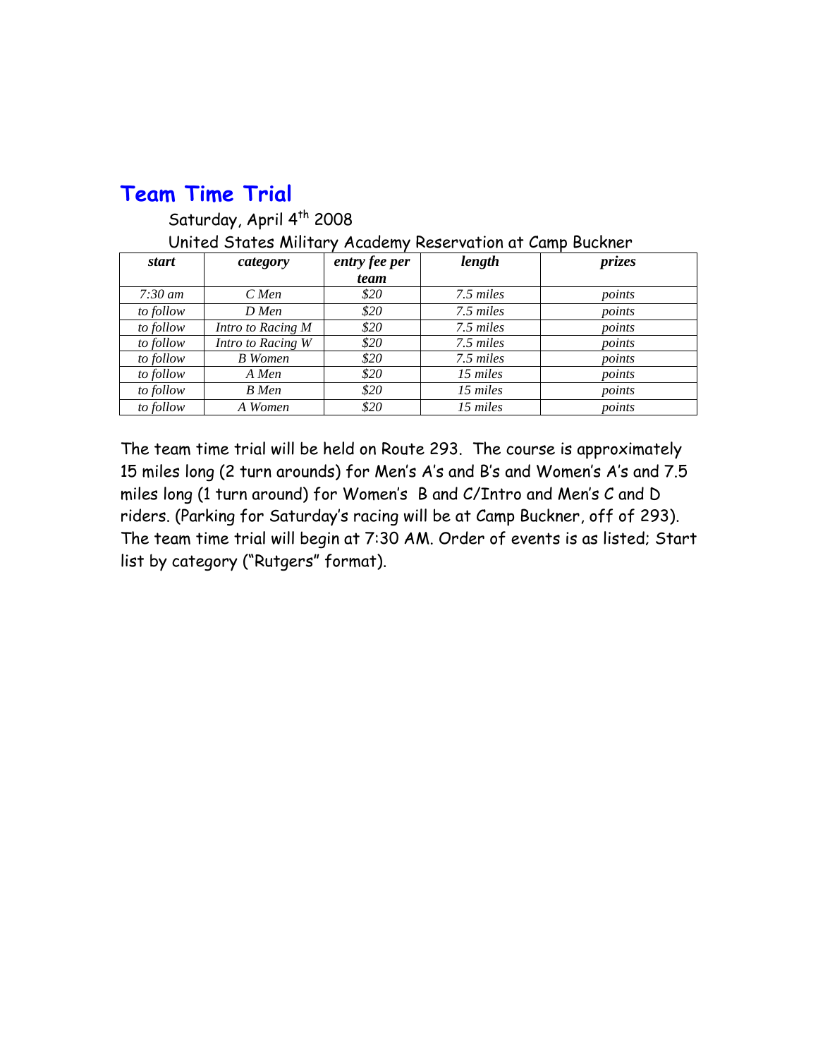## Team Time Trial

Saturday, April 4th 2008

United States Military Academy Reservation at Camp Buckner

| *start* | *category* | *entry fee per team* | *length* | *prizes* |
|---|---|---|---|---|
| *7:30 am* | *C Men* | *$20* | *7.5 miles* | *points* |
| *to follow* | *D Men* | *$20* | *7.5 miles* | *points* |
| *to follow* | *Intro to Racing M* | *$20* | *7.5 miles* | *points* |
| *to follow* | *Intro to Racing W* | *$20* | *7.5 miles* | *points* |
| *to follow* | *B Women* | *$20* | *7.5 miles* | *points* |
| *to follow* | *A Men* | *$20* | *15 miles* | *points* |
| *to follow* | *B Men* | *$20* | *15 miles* | *points* |
| *to follow* | *A Women* | *$20* | *15 miles* | *points* |

The team time trial will be held on Route 293. The course is approximately 15 miles long (2 turn arounds) for Men's A's and B's and Women's A's and 7.5 miles long (1 turn around) for Women's B and C/Intro and Men's C and D riders. (Parking for Saturday's racing will be at Camp Buckner, off of 293). The team time trial will begin at 7:30 AM. Order of events is as listed; Start list by category ("Rutgers" format).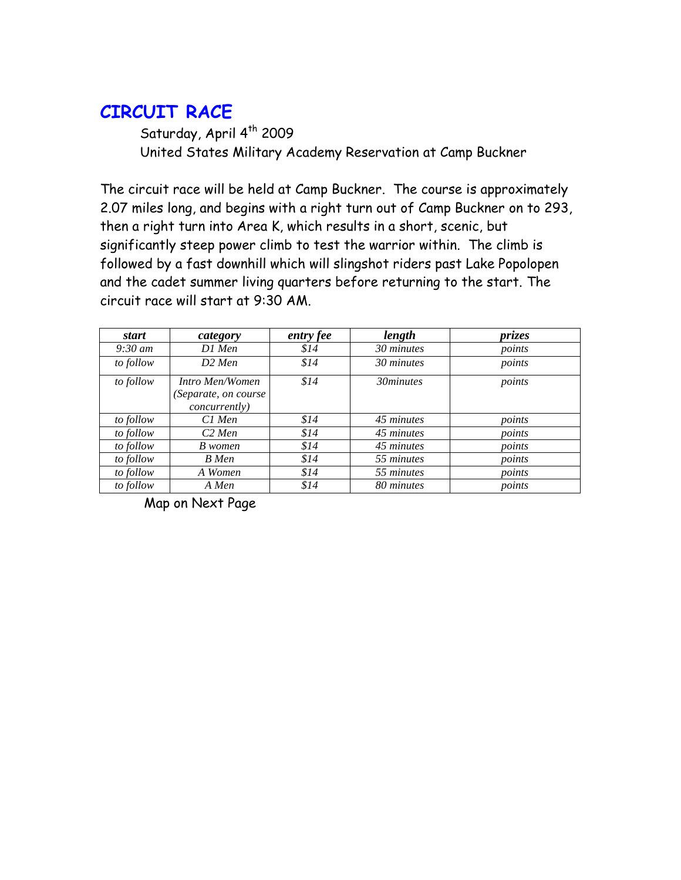# CIRCUIT RACE

Saturday, April 4th 2009

United States Military Academy Reservation at Camp Buckner

The circuit race will be held at Camp Buckner. The course is approximately 2.07 miles long, and begins with a right turn out of Camp Buckner on to 293, then a right turn into Area K, which results in a short, scenic, but significantly steep power climb to test the warrior within. The climb is followed by a fast downhill which will slingshot riders past Lake Popolopen and the cadet summer living quarters before returning to the start. The circuit race will start at 9:30 AM.

| *start* | *category* | *entry fee* | *length* | *prizes* |
|---|---|---|---|---|
| *9:30 am* | *D1 Men* | *$14* | *30 minutes* | *points* |
| *to follow* | *D2 Men* | *$14* | *30 minutes* | *points* |
| *to follow* | *Intro Men/Women (Separate, on course concurrently)* | *$14* | *30minutes* | *points* |
| *to follow* | *C1 Men* | *$14* | *45 minutes* | *points* |
| *to follow* | *C2 Men* | *$14* | *45 minutes* | *points* |
| *to follow* | *B women* | *$14* | *45 minutes* | *points* |
| *to follow* | *B Men* | *$14* | *55 minutes* | *points* |
| *to follow* | *A Women* | *$14* | *55 minutes* | *points* |
| *to follow* | *A Men* | *$14* | *80 minutes* | *points* |

Map on Next Page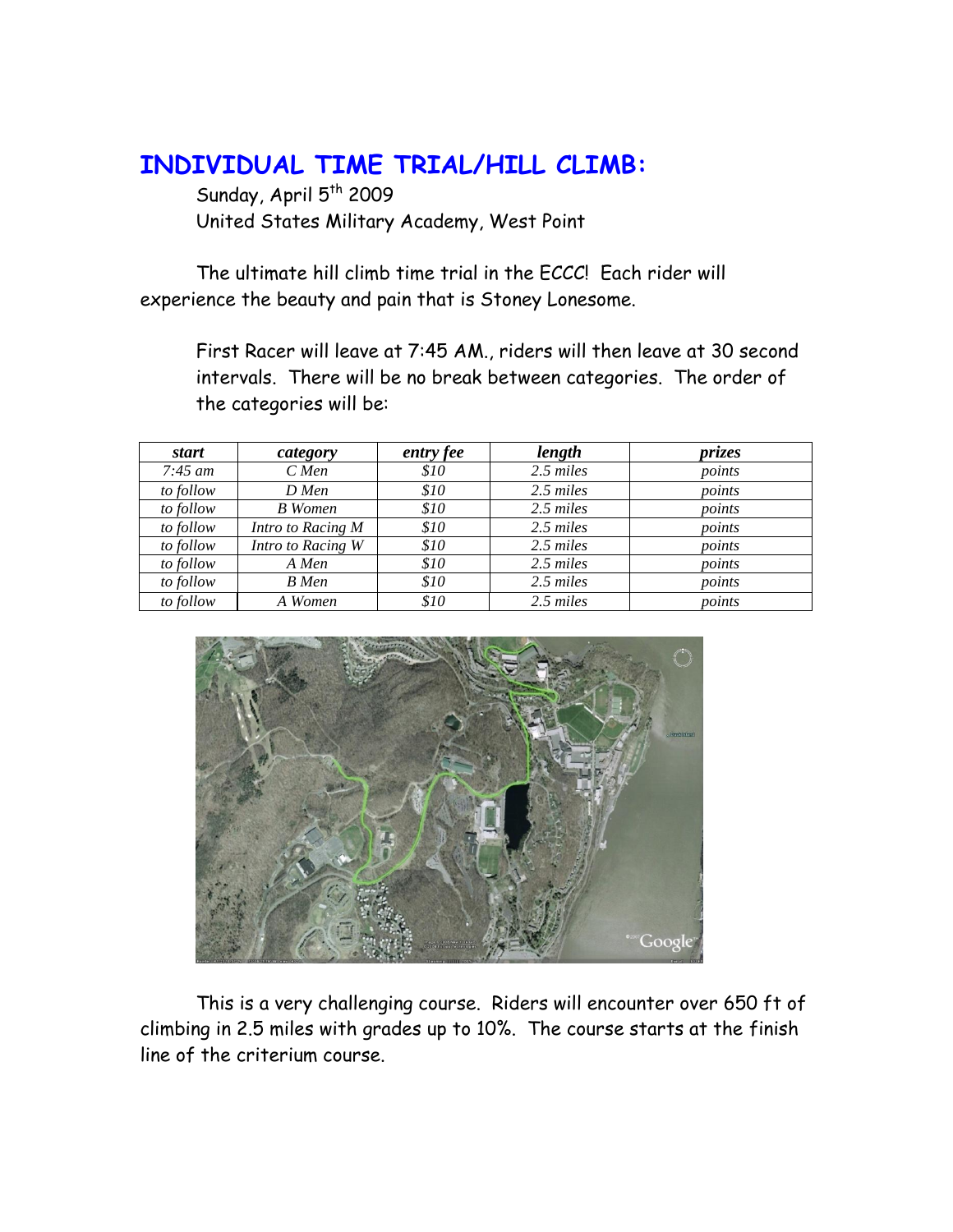## INDIVIDUAL TIME TRIAL/HILL CLIMB:

Sunday, April 5th 2009
United States Military Academy, West Point

The ultimate hill climb time trial in the ECCC! Each rider will experience the beauty and pain that is Stoney Lonesome.

First Racer will leave at 7:45 AM., riders will then leave at 30 second intervals. There will be no break between categories. The order of the categories will be:

| *start* | *category* | *entry fee* | *length* | *prizes* |
|---|---|---|---|---|
| *7:45 am* | *C Men* | *$10* | *2.5 miles* | *points* |
| *to follow* | *D Men* | *$10* | *2.5 miles* | *points* |
| *to follow* | *B Women* | *$10* | *2.5 miles* | *points* |
| *to follow* | *Intro to Racing M* | *$10* | *2.5 miles* | *points* |
| *to follow* | *Intro to Racing W* | *$10* | *2.5 miles* | *points* |
| *to follow* | *A Men* | *$10* | *2.5 miles* | *points* |
| *to follow* | *B Men* | *$10* | *2.5 miles* | *points* |
| *to follow* | *A Women* | *$10* | *2.5 miles* | *points* |

This is a very challenging course. Riders will encounter over 650 ft of climbing in 2.5 miles with grades up to 10%. The course starts at the finish line of the criterium course.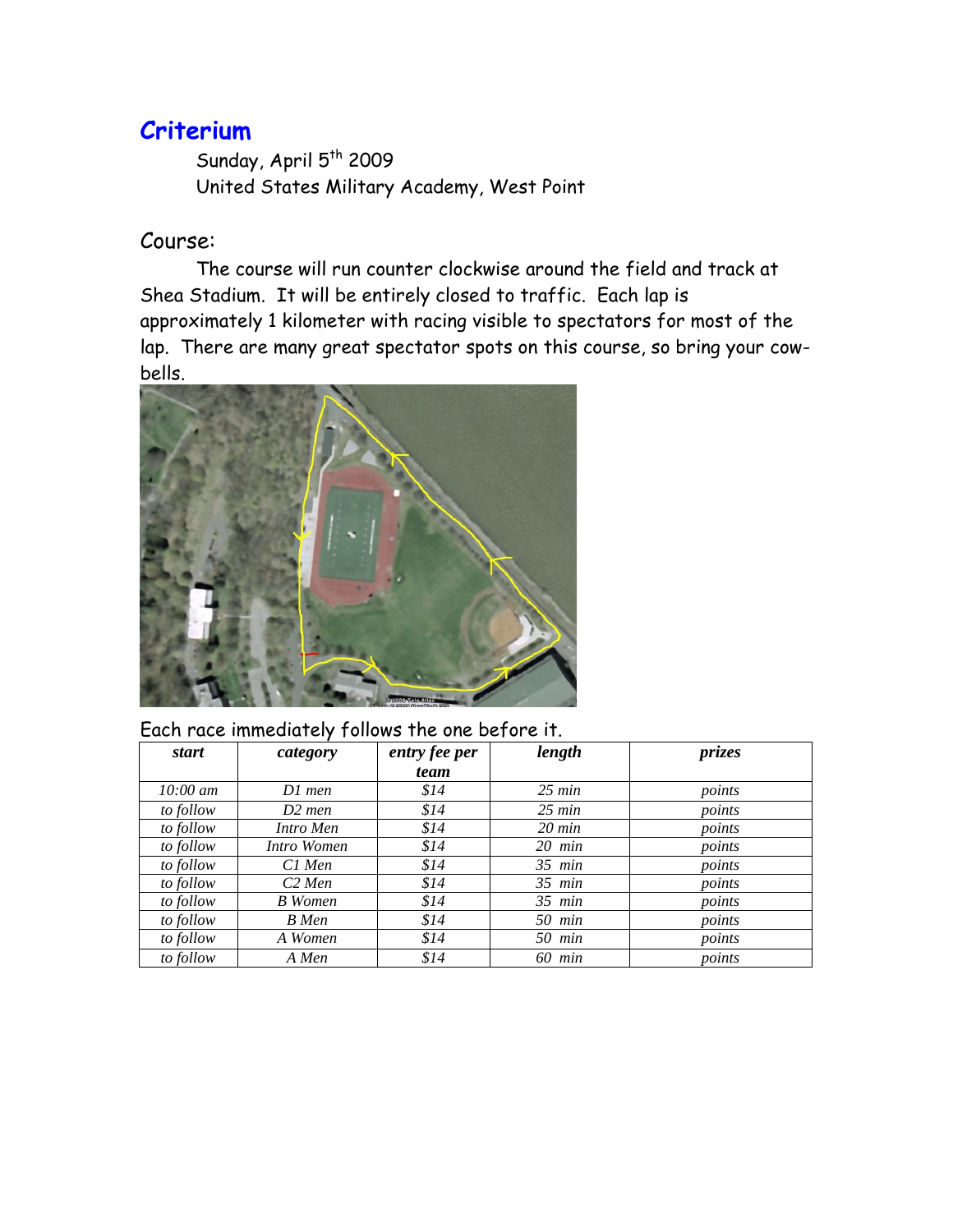## Criterium

Sunday, April 5th 2009
United States Military Academy, West Point

### Course:

The course will run counter clockwise around the field and track at Shea Stadium. It will be entirely closed to traffic. Each lap is approximately 1 kilometer with racing visible to spectators for most of the lap. There are many great spectator spots on this course, so bring your cow-bells.

Each race immediately follows the one before it.

| *start* | *category* | *entry fee per team* | *length* | *prizes* |
|---|---|---|---|---|
| *10:00 am* | *D1 men* | *$14* | *25 min* | *points* |
| *to follow* | *D2 men* | *$14* | *25 min* | *points* |
| *to follow* | *Intro Men* | *$14* | *20 min* | *points* |
| *to follow* | *Intro Women* | *$14* | *20 min* | *points* |
| *to follow* | *C1 Men* | *$14* | *35 min* | *points* |
| *to follow* | *C2 Men* | *$14* | *35 min* | *points* |
| *to follow* | *B Women* | *$14* | *35 min* | *points* |
| *to follow* | *B Men* | *$14* | *50 min* | *points* |
| *to follow* | *A Women* | *$14* | *50 min* | *points* |
| *to follow* | *A Men* | *$14* | *60 min* | *points* |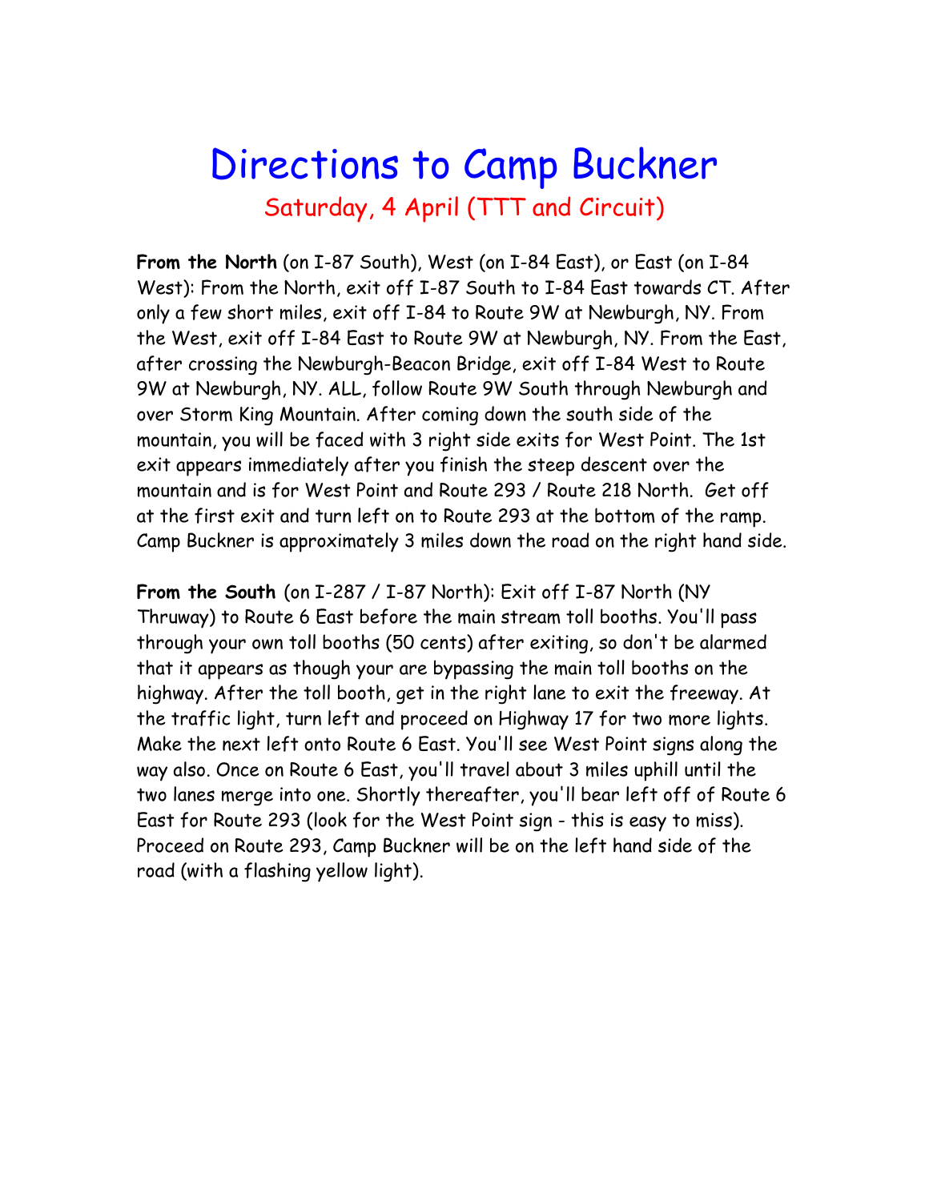# Directions to Camp Buckner

## Saturday, 4 April (TTT and Circuit)

**From the North** (on I-87 South), West (on I-84 East), or East (on I-84 West): From the North, exit off I-87 South to I-84 East towards CT. After only a few short miles, exit off I-84 to Route 9W at Newburgh, NY. From the West, exit off I-84 East to Route 9W at Newburgh, NY. From the East, after crossing the Newburgh-Beacon Bridge, exit off I-84 West to Route 9W at Newburgh, NY. ALL, follow Route 9W South through Newburgh and over Storm King Mountain. After coming down the south side of the mountain, you will be faced with 3 right side exits for West Point. The 1st exit appears immediately after you finish the steep descent over the mountain and is for West Point and Route 293 / Route 218 North. Get off at the first exit and turn left on to Route 293 at the bottom of the ramp. Camp Buckner is approximately 3 miles down the road on the right hand side.

**From the South** (on I-287 / I-87 North): Exit off I-87 North (NY Thruway) to Route 6 East before the main stream toll booths. You'll pass through your own toll booths (50 cents) after exiting, so don't be alarmed that it appears as though your are bypassing the main toll booths on the highway. After the toll booth, get in the right lane to exit the freeway. At the traffic light, turn left and proceed on Highway 17 for two more lights. Make the next left onto Route 6 East. You'll see West Point signs along the way also. Once on Route 6 East, you'll travel about 3 miles uphill until the two lanes merge into one. Shortly thereafter, you'll bear left off of Route 6 East for Route 293 (look for the West Point sign - this is easy to miss). Proceed on Route 293, Camp Buckner will be on the left hand side of the road (with a flashing yellow light).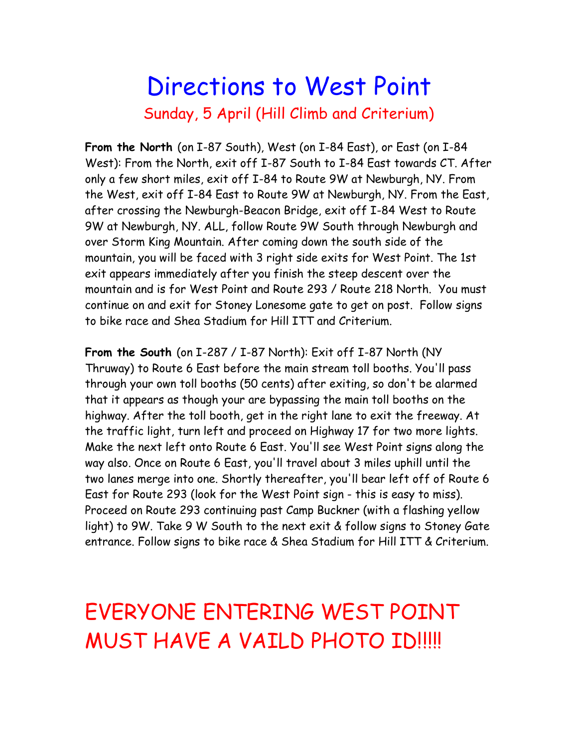# Directions to West Point

## Sunday, 5 April (Hill Climb and Criterium)

**From the North** (on I-87 South), West (on I-84 East), or East (on I-84 West): From the North, exit off I-87 South to I-84 East towards CT. After only a few short miles, exit off I-84 to Route 9W at Newburgh, NY. From the West, exit off I-84 East to Route 9W at Newburgh, NY. From the East, after crossing the Newburgh-Beacon Bridge, exit off I-84 West to Route 9W at Newburgh, NY. ALL, follow Route 9W South through Newburgh and over Storm King Mountain. After coming down the south side of the mountain, you will be faced with 3 right side exits for West Point. The 1st exit appears immediately after you finish the steep descent over the mountain and is for West Point and Route 293 / Route 218 North. You must continue on and exit for Stoney Lonesome gate to get on post. Follow signs to bike race and Shea Stadium for Hill ITT and Criterium.

**From the South** (on I-287 / I-87 North): Exit off I-87 North (NY Thruway) to Route 6 East before the main stream toll booths. You'll pass through your own toll booths (50 cents) after exiting, so don't be alarmed that it appears as though your are bypassing the main toll booths on the highway. After the toll booth, get in the right lane to exit the freeway. At the traffic light, turn left and proceed on Highway 17 for two more lights. Make the next left onto Route 6 East. You'll see West Point signs along the way also. Once on Route 6 East, you'll travel about 3 miles uphill until the two lanes merge into one. Shortly thereafter, you'll bear left off of Route 6 East for Route 293 (look for the West Point sign - this is easy to miss). Proceed on Route 293 continuing past Camp Buckner (with a flashing yellow light) to 9W. Take 9 W South to the next exit & follow signs to Stoney Gate entrance. Follow signs to bike race & Shea Stadium for Hill ITT & Criterium.

# EVERYONE ENTERING WEST POINT MUST HAVE A VAILD PHOTO ID!!!!!